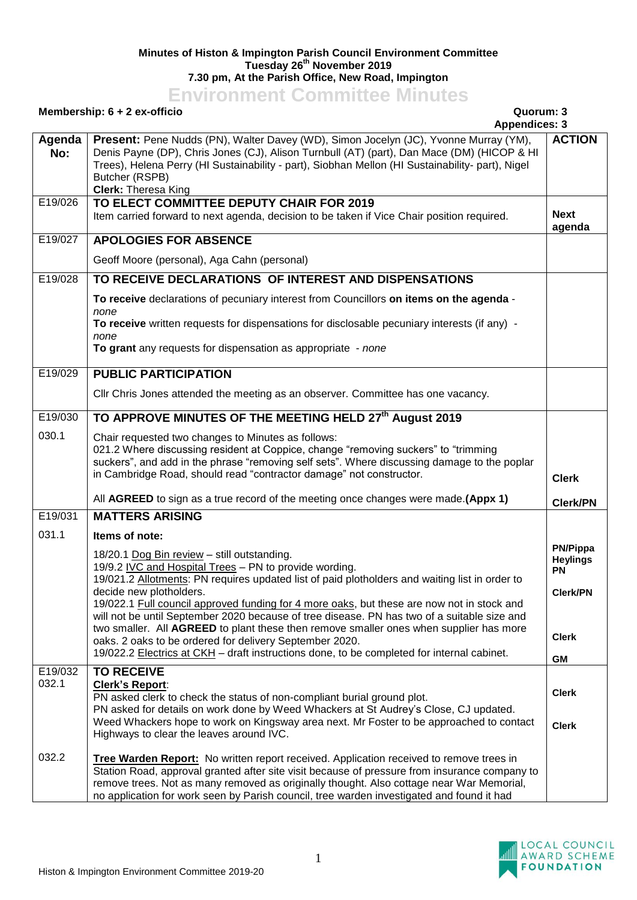**Minutes of Histon & Impington Parish Council Environment Committee**
**Tuesday 26th November 2019**
**7.30 pm, At the Parish Office, New Road, Impington**

# Environment Committee Minutes

**Membership: 6 + 2 ex-officio** **Quorum: 3**
**Appendices: 3**

| Agenda No: | **Present:** Pene Nudds (PN), Walter Davey (WD), Simon Jocelyn (JC), Yvonne Murray (YM), Denis Payne (DP), Chris Jones (CJ), Alison Turnbull (AT) (part), Dan Mace (DM) (HICOP & HI Trees), Helena Perry (HI Sustainability - part), Siobhan Mellon (HI Sustainability- part), Nigel Butcher (RSPB)<br>**Clerk:** Theresa King | **ACTION** |
|---|---|---|
| E19/026 | **TO ELECT COMMITTEE DEPUTY CHAIR FOR 2019**<br>Item carried forward to next agenda, decision to be taken if Vice Chair position required. | **Next agenda** |
| E19/027 | **APOLOGIES FOR ABSENCE**<br><br>Geoff Moore (personal), Aga Cahn (personal) | |
| E19/028 | **TO RECEIVE DECLARATIONS OF INTEREST AND DISPENSATIONS**<br><br>**To receive** declarations of pecuniary interest from Councillors **on items on the agenda** - *none*<br>**To receive** written requests for dispensations for disclosable pecuniary interests (if any) - *none*<br>**To grant** any requests for dispensation as appropriate - *none* | |
| E19/029 | **PUBLIC PARTICIPATION**<br><br>Cllr Chris Jones attended the meeting as an observer. Committee has one vacancy. | |
| E19/030 | **TO APPROVE MINUTES OF THE MEETING HELD 27th August 2019** | |
| 030.1 | Chair requested two changes to Minutes as follows:<br>021.2 Where discussing resident at Coppice, change "removing suckers" to "trimming suckers", and add in the phrase "removing self sets". Where discussing damage to the poplar in Cambridge Road, should read "contractor damage" not constructor.<br><br>All **AGREED** to sign as a true record of the meeting once changes were made.**(Appx 1)** | **Clerk**<br><br>**Clerk/PN** |
| E19/031 | **MATTERS ARISING** | |
| 031.1 | **Items of note:**<br><br>18/20.1 Dog Bin review – still outstanding.<br>19/9.2 IVC and Hospital Trees – PN to provide wording.<br>19/021.2 Allotments: PN requires updated list of paid plotholders and waiting list in order to decide new plotholders.<br>19/022.1 Full council approved funding for 4 more oaks, but these are now not in stock and will not be until September 2020 because of tree disease. PN has two of a suitable size and two smaller. All **AGREED** to plant these then remove smaller ones when supplier has more oaks. 2 oaks to be ordered for delivery September 2020.<br>19/022.2 Electrics at CKH – draft instructions done, to be completed for internal cabinet. | **PN/Pippa Heylings**<br>**PN**<br><br>**Clerk/PN**<br><br><br>**Clerk**<br><br>**GM** |
| E19/032<br>032.1 | **TO RECEIVE**<br>**Clerk's Report**:<br>PN asked clerk to check the status of non-compliant burial ground plot.<br>PN asked for details on work done by Weed Whackers at St Audrey's Close, CJ updated. Weed Whackers hope to work on Kingsway area next. Mr Foster to be approached to contact Highways to clear the leaves around IVC. | <br><br>**Clerk**<br><br>**Clerk** |
| 032.2 | **Tree Warden Report:** No written report received. Application received to remove trees in Station Road, approval granted after site visit because of pressure from insurance company to remove trees. Not as many removed as originally thought. Also cottage near War Memorial, no application for work seen by Parish council, tree warden investigated and found it had | |

Histon & Impington Environment Committee 2019-20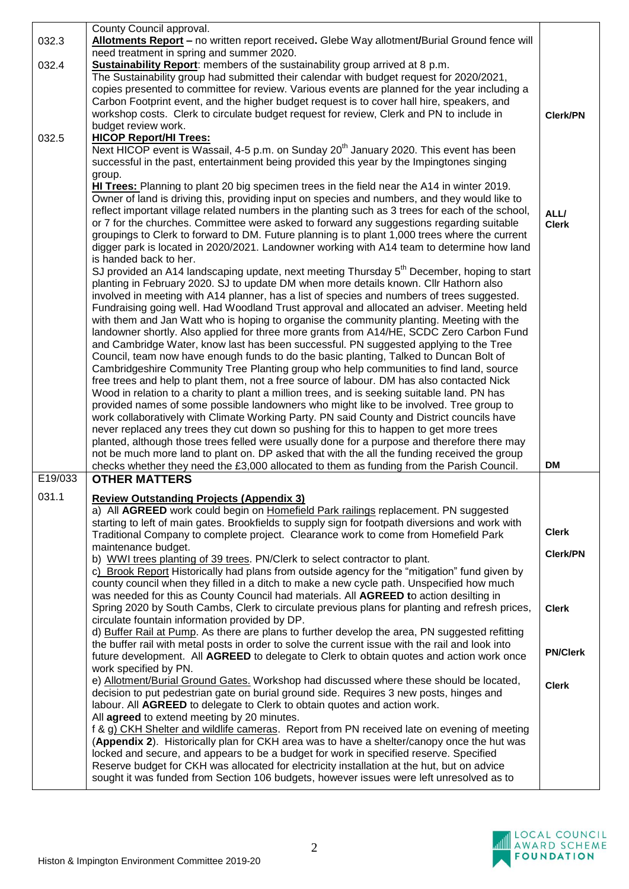| | | |
|---|---|---|
| | County Council approval. | |
| 032.3 | **Allotments Report** – no written report received**.** Glebe Way allotment**/**Burial Ground fence will need treatment in spring and summer 2020. | |
| 032.4 | **Sustainability Report**: members of the sustainability group arrived at 8 p.m. The Sustainability group had submitted their calendar with budget request for 2020/2021, copies presented to committee for review. Various events are planned for the year including a Carbon Footprint event, and the higher budget request is to cover hall hire, speakers, and workshop costs. Clerk to circulate budget request for review, Clerk and PN to include in budget review work. | **Clerk/PN** |
| 032.5 | **HICOP Report/HI Trees:**<br>Next HICOP event is Wassail, 4-5 p.m. on Sunday 20th January 2020. This event has been successful in the past, entertainment being provided this year by the Impingtones singing group.<br>**HI Trees:** Planning to plant 20 big specimen trees in the field near the A14 in winter 2019. Owner of land is driving this, providing input on species and numbers, and they would like to reflect important village related numbers in the planting such as 3 trees for each of the school, or 7 for the churches. Committee were asked to forward any suggestions regarding suitable groupings to Clerk to forward to DM. Future planning is to plant 1,000 trees where the current digger park is located in 2020/2021. Landowner working with A14 team to determine how land is handed back to her.<br>SJ provided an A14 landscaping update, next meeting Thursday 5th December, hoping to start planting in February 2020. SJ to update DM when more details known. Cllr Hathorn also involved in meeting with A14 planner, has a list of species and numbers of trees suggested. Fundraising going well. Had Woodland Trust approval and allocated an adviser. Meeting held with them and Jan Watt who is hoping to organise the community planting. Meeting with the landowner shortly. Also applied for three more grants from A14/HE, SCDC Zero Carbon Fund and Cambridge Water, know last has been successful. PN suggested applying to the Tree Council, team now have enough funds to do the basic planting, Talked to Duncan Bolt of Cambridgeshire Community Tree Planting group who help communities to find land, source free trees and help to plant them, not a free source of labour. DM has also contacted Nick Wood in relation to a charity to plant a million trees, and is seeking suitable land. PN has provided names of some possible landowners who might like to be involved. Tree group to work collaboratively with Climate Working Party. PN said County and District councils have never replaced any trees they cut down so pushing for this to happen to get more trees planted, although those trees felled were usually done for a purpose and therefore there may not be much more land to plant on. DP asked that with the all the funding received the group checks whether they need the £3,000 allocated to them as funding from the Parish Council. | **ALL/ Clerk**<br><br>**DM** |
| E19/033 | **OTHER MATTERS** | |
| 031.1 | **Review Outstanding Projects (Appendix 3)**<br>a) All **AGREED** work could begin on Homefield Park railings replacement. PN suggested starting to left of main gates. Brookfields to supply sign for footpath diversions and work with Traditional Company to complete project. Clearance work to come from Homefield Park maintenance budget.<br>b) WWI trees planting of 39 trees. PN/Clerk to select contractor to plant.<br>c) Brook Report Historically had plans from outside agency for the "mitigation" fund given by county council when they filled in a ditch to make a new cycle path. Unspecified how much was needed for this as County Council had materials. All **AGREED t**o action desilting in Spring 2020 by South Cambs, Clerk to circulate previous plans for planting and refresh prices, circulate fountain information provided by DP.<br>d) Buffer Rail at Pump. As there are plans to further develop the area, PN suggested refitting the buffer rail with metal posts in order to solve the current issue with the rail and look into future development. All **AGREED** to delegate to Clerk to obtain quotes and action work once work specified by PN.<br>e) Allotment/Burial Ground Gates. Workshop had discussed where these should be located, decision to put pedestrian gate on burial ground side. Requires 3 new posts, hinges and labour. All **AGREED** to delegate to Clerk to obtain quotes and action work.<br>All **agreed** to extend meeting by 20 minutes.<br>f & g) CKH Shelter and wildlife cameras. Report from PN received late on evening of meeting (**Appendix 2**). Historically plan for CKH area was to have a shelter/canopy once the hut was locked and secure, and appears to be a budget for work in specified reserve. Specified Reserve budget for CKH was allocated for electricity installation at the hut, but on advice sought it was funded from Section 106 budgets, however issues were left unresolved as to | **Clerk**<br><br>**Clerk/PN**<br><br>**Clerk**<br><br>**PN/Clerk**<br><br>**Clerk** |

Histon & Impington Environment Committee 2019-20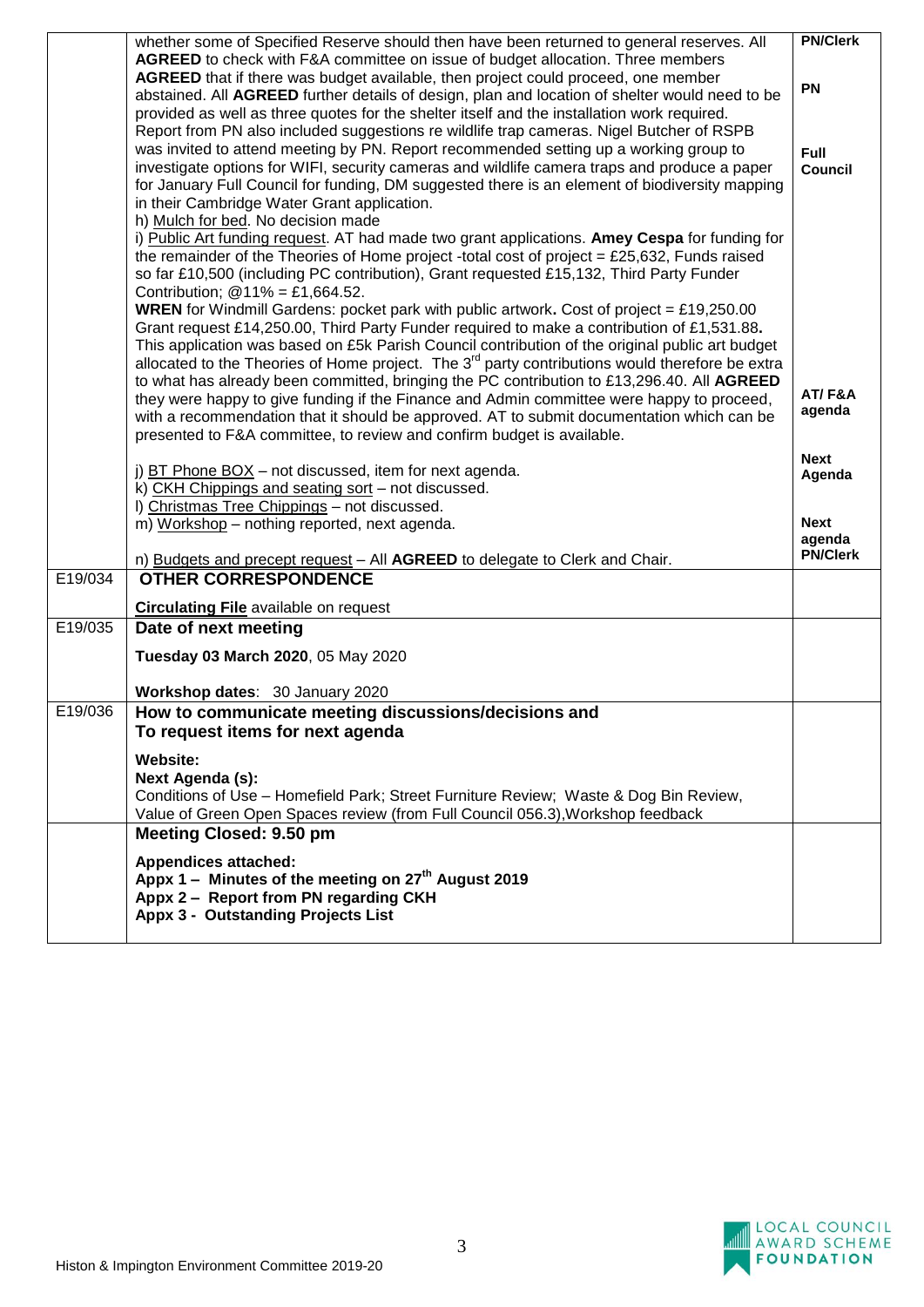| | | |
|---|---|---|
| | whether some of Specified Reserve should then have been returned to general reserves. All **AGREED** to check with F&A committee on issue of budget allocation. Three members **AGREED** that if there was budget available, then project could proceed, one member abstained. All **AGREED** further details of design, plan and location of shelter would need to be provided as well as three quotes for the shelter itself and the installation work required. Report from PN also included suggestions re wildlife trap cameras. Nigel Butcher of RSPB was invited to attend meeting by PN. Report recommended setting up a working group to investigate options for WIFI, security cameras and wildlife camera traps and produce a paper for January Full Council for funding, DM suggested there is an element of biodiversity mapping in their Cambridge Water Grant application.<br>h) Mulch for bed. No decision made<br>i) Public Art funding request. AT had made two grant applications. **Amey Cespa** for funding for the remainder of the Theories of Home project -total cost of project = £25,632, Funds raised so far £10,500 (including PC contribution), Grant requested £15,132, Third Party Funder Contribution; @11% = £1,664.52.<br>**WREN** for Windmill Gardens: pocket park with public artwork**.** Cost of project = £19,250.00 Grant request £14,250.00, Third Party Funder required to make a contribution of £1,531.88**.** This application was based on £5k Parish Council contribution of the original public art budget allocated to the Theories of Home project. The 3rd party contributions would therefore be extra to what has already been committed, bringing the PC contribution to £13,296.40. All **AGREED** they were happy to give funding if the Finance and Admin committee were happy to proceed, with a recommendation that it should be approved. AT to submit documentation which can be presented to F&A committee, to review and confirm budget is available.<br><br>j) BT Phone BOX – not discussed, item for next agenda.<br>k) CKH Chippings and seating sort – not discussed.<br>l) Christmas Tree Chippings – not discussed.<br>m) Workshop – nothing reported, next agenda.<br><br>n) Budgets and precept request – All **AGREED** to delegate to Clerk and Chair. | **PN/Clerk**<br><br>**PN**<br><br>**Full Council**<br><br>**AT/ F&A agenda**<br><br>**Next Agenda**<br><br>**Next agenda**<br>**PN/Clerk** |
| E19/034 | **OTHER CORRESPONDENCE**<br><br>**Circulating File** available on request | |
| E19/035 | **Date of next meeting**<br><br>**Tuesday 03 March 2020**, 05 May 2020<br><br>**Workshop dates**: 30 January 2020 | |
| E19/036 | **How to communicate meeting discussions/decisions and To request items for next agenda**<br><br>**Website:**<br>**Next Agenda (s):**<br>Conditions of Use – Homefield Park; Street Furniture Review; Waste & Dog Bin Review, Value of Green Open Spaces review (from Full Council 056.3),Workshop feedback | |
| | **Meeting Closed: 9.50 pm**<br><br>**Appendices attached:**<br>**Appx 1 – Minutes of the meeting on 27th August 2019**<br>**Appx 2 – Report from PN regarding CKH**<br>**Appx 3 - Outstanding Projects List** | |